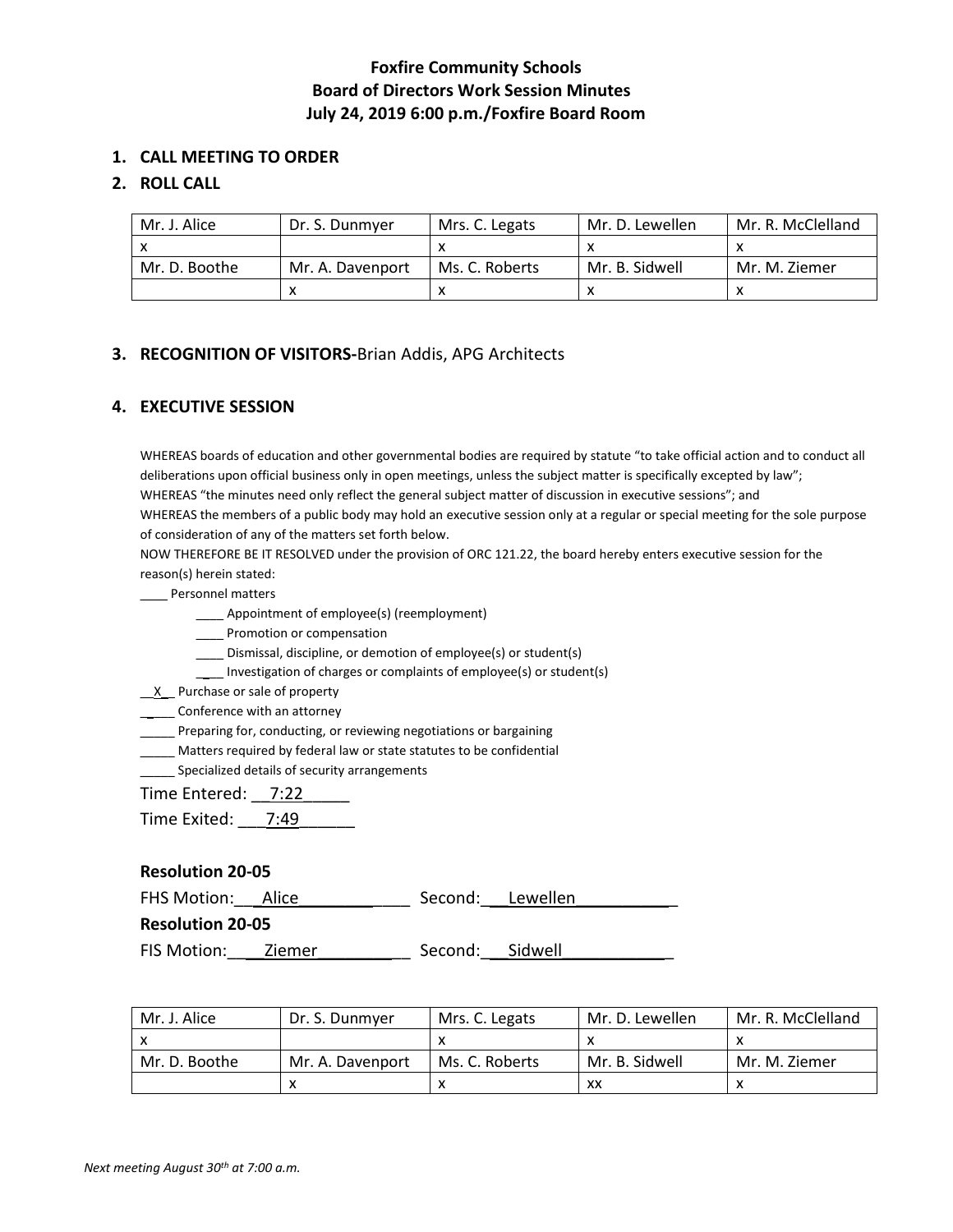**Foxfire Community Schools**
**Board of Directors Work Session Minutes**
**July 24, 2019 6:00 p.m./Foxfire Board Room**

1. **CALL MEETING TO ORDER**
2. **ROLL CALL**

| Mr. J. Alice | Dr. S. Dunmyer | Mrs. C. Legats | Mr. D. Lewellen | Mr. R. McClelland |
|---|---|---|---|---|
| x | | x | x | x |
| Mr. D. Boothe | Mr. A. Davenport | Ms. C. Roberts | Mr. B. Sidwell | Mr. M. Ziemer |
| | x | x | x | x |

3. **RECOGNITION OF VISITORS-**Brian Addis, APG Architects

4. **EXECUTIVE SESSION**

WHEREAS boards of education and other governmental bodies are required by statute "to take official action and to conduct all deliberations upon official business only in open meetings, unless the subject matter is specifically excepted by law";
WHEREAS "the minutes need only reflect the general subject matter of discussion in executive sessions"; and
WHEREAS the members of a public body may hold an executive session only at a regular or special meeting for the sole purpose of consideration of any of the matters set forth below.
NOW THEREFORE BE IT RESOLVED under the provision of ORC 121.22, the board hereby enters executive session for the reason(s) herein stated:

____ Personnel matters
- ____ Appointment of employee(s) (reemployment)
- ____ Promotion or compensation
- ____ Dismissal, discipline, or demotion of employee(s) or student(s)
- ____ Investigation of charges or complaints of employee(s) or student(s)

__X__ Purchase or sale of property
_____ Conference with an attorney
_____ Preparing for, conducting, or reviewing negotiations or bargaining
_____ Matters required by federal law or state statutes to be confidential
_____ Specialized details of security arrangements

Time Entered: __7:22_____
Time Exited: ___7:49______

**Resolution 20-05**
FHS Motion:___Alice___________ Second:___Lewellen___________
**Resolution 20-05**
FIS Motion:____Ziemer__________ Second:___Sidwell____________

| Mr. J. Alice | Dr. S. Dunmyer | Mrs. C. Legats | Mr. D. Lewellen | Mr. R. McClelland |
|---|---|---|---|---|
| x | | x | x | x |
| Mr. D. Boothe | Mr. A. Davenport | Ms. C. Roberts | Mr. B. Sidwell | Mr. M. Ziemer |
| | x | x | xx | x |

*Next meeting August 30th at 7:00 a.m.*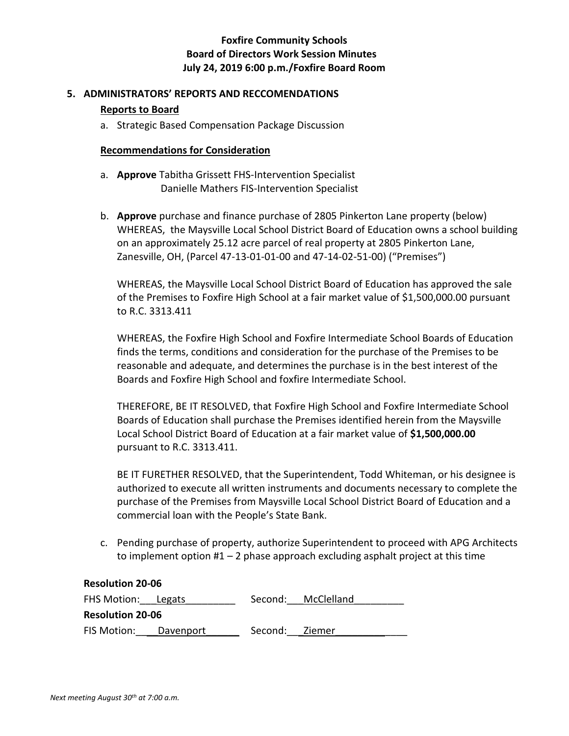**Foxfire Community Schools**
**Board of Directors Work Session Minutes**
**July 24, 2019 6:00 p.m./Foxfire Board Room**

## 5. ADMINISTRATORS' REPORTS AND RECCOMENDATIONS

**Reports to Board**

a. Strategic Based Compensation Package Discussion

**Recommendations for Consideration**

a. **Approve** Tabitha Grissett FHS-Intervention Specialist
   Danielle Mathers FIS-Intervention Specialist

b. **Approve** purchase and finance purchase of 2805 Pinkerton Lane property (below)
   WHEREAS, the Maysville Local School District Board of Education owns a school building on an approximately 25.12 acre parcel of real property at 2805 Pinkerton Lane, Zanesville, OH, (Parcel 47-13-01-01-00 and 47-14-02-51-00) ("Premises")

   WHEREAS, the Maysville Local School District Board of Education has approved the sale of the Premises to Foxfire High School at a fair market value of $1,500,000.00 pursuant to R.C. 3313.411

   WHEREAS, the Foxfire High School and Foxfire Intermediate School Boards of Education finds the terms, conditions and consideration for the purchase of the Premises to be reasonable and adequate, and determines the purchase is in the best interest of the Boards and Foxfire High School and foxfire Intermediate School.

   THEREFORE, BE IT RESOLVED, that Foxfire High School and Foxfire Intermediate School Boards of Education shall purchase the Premises identified herein from the Maysville Local School District Board of Education at a fair market value of **$1,500,000.00** pursuant to R.C. 3313.411.

   BE IT FURETHER RESOLVED, that the Superintendent, Todd Whiteman, or his designee is authorized to execute all written instruments and documents necessary to complete the purchase of the Premises from Maysville Local School District Board of Education and a commercial loan with the People's State Bank.

c. Pending purchase of property, authorize Superintendent to proceed with APG Architects to implement option #1 – 2 phase approach excluding asphalt project at this time

**Resolution 20-06**

FHS Motion: Legats    Second: McClelland

**Resolution 20-06**

FIS Motion: Davenport    Second: Ziemer

*Next meeting August 30th at 7:00 a.m.*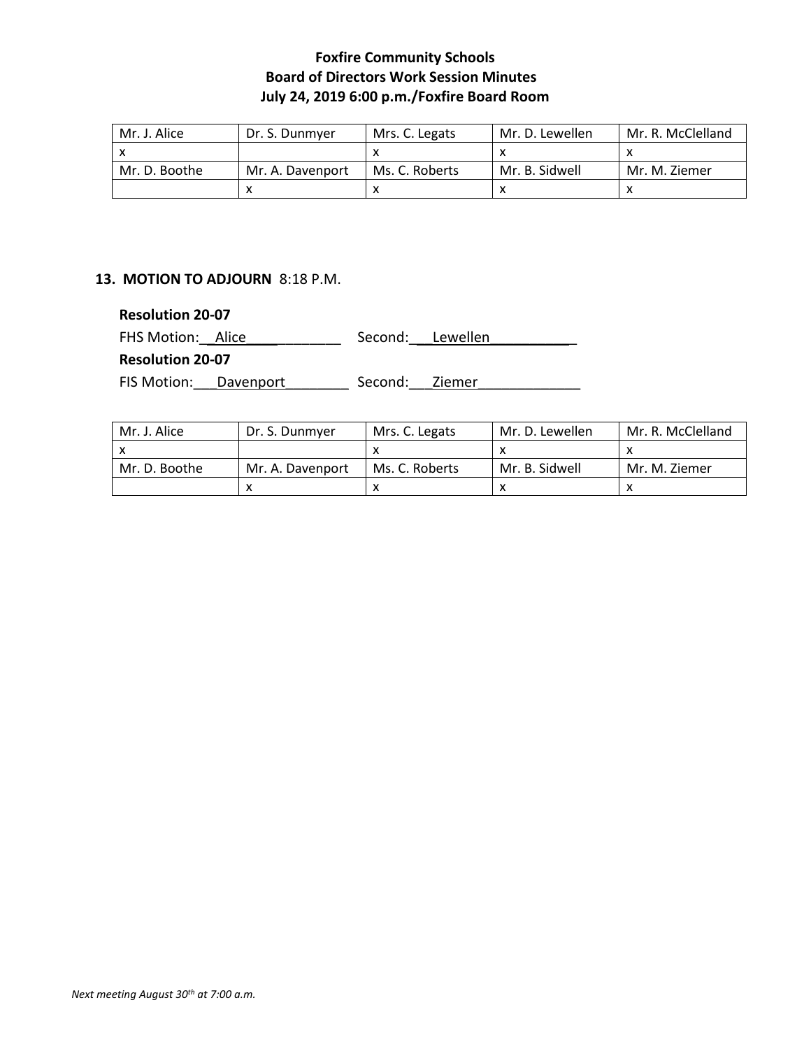**Foxfire Community Schools**
**Board of Directors Work Session Minutes**
**July 24, 2019 6:00 p.m./Foxfire Board Room**

| | | | | |
|---|---|---|---|---|
| Mr. J. Alice | Dr. S. Dunmyer | Mrs. C. Legats | Mr. D. Lewellen | Mr. R. McClelland |
| x | | x | x | x |
| Mr. D. Boothe | Mr. A. Davenport | Ms. C. Roberts | Mr. B. Sidwell | Mr. M. Ziemer |
| | x | x | x | x |

## 13. MOTION TO ADJOURN 8:18 P.M.

**Resolution 20-07**

FHS Motion: __Alice____________ Second: ___Lewellen___________

**Resolution 20-07**

FIS Motion: ___Davenport________ Second: ___Ziemer_____________

| | | | | |
|---|---|---|---|---|
| Mr. J. Alice | Dr. S. Dunmyer | Mrs. C. Legats | Mr. D. Lewellen | Mr. R. McClelland |
| x | | x | x | x |
| Mr. D. Boothe | Mr. A. Davenport | Ms. C. Roberts | Mr. B. Sidwell | Mr. M. Ziemer |
| | x | x | x | x |

*Next meeting August 30th at 7:00 a.m.*